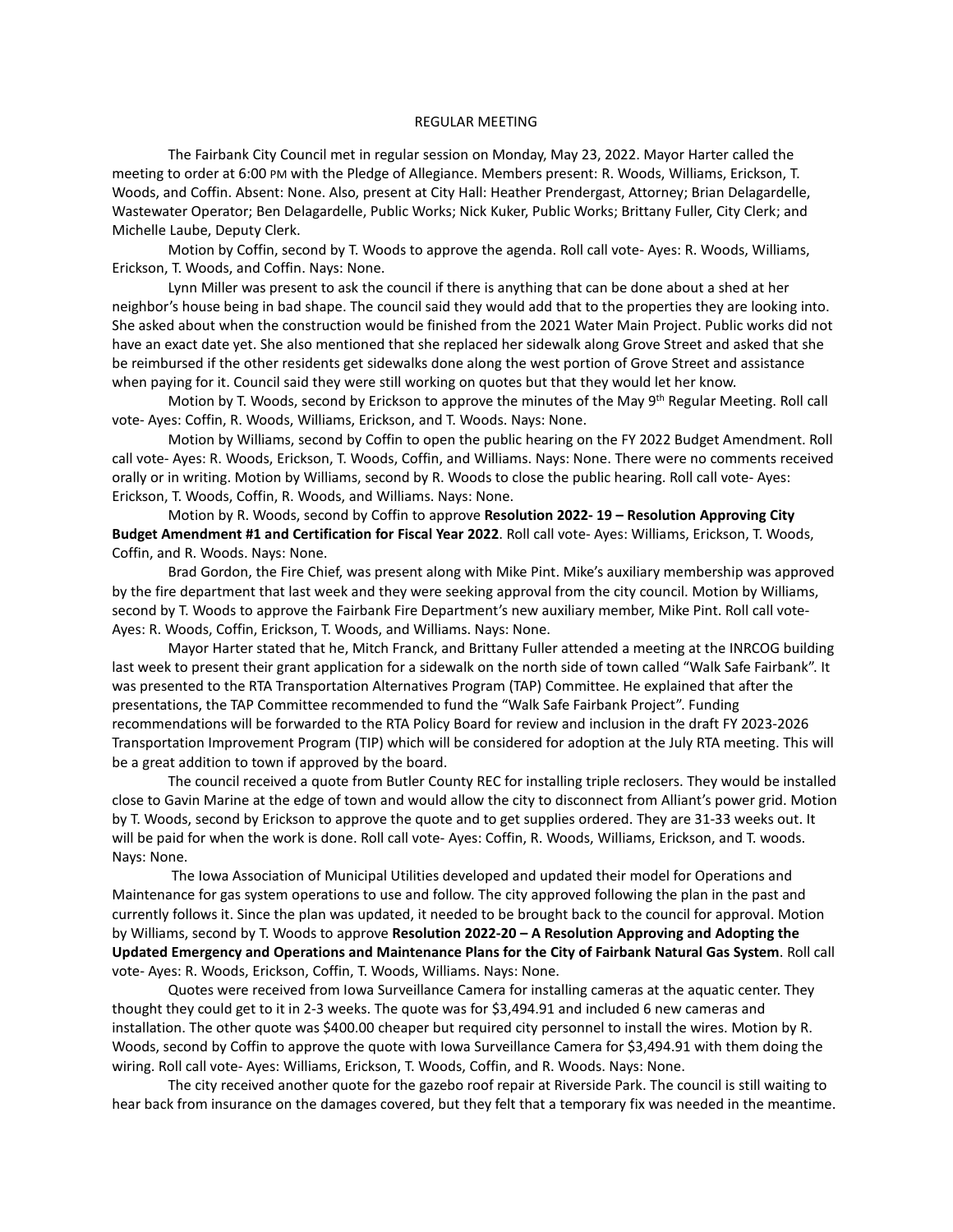# REGULAR MEETING

The Fairbank City Council met in regular session on Monday, May 23, 2022. Mayor Harter called the meeting to order at 6:00 PM with the Pledge of Allegiance. Members present: R. Woods, Williams, Erickson, T. Woods, and Coffin. Absent: None. Also, present at City Hall: Heather Prendergast, Attorney; Brian Delagardelle, Wastewater Operator; Ben Delagardelle, Public Works; Nick Kuker, Public Works; Brittany Fuller, City Clerk; and Michelle Laube, Deputy Clerk.

Motion by Coffin, second by T. Woods to approve the agenda. Roll call vote- Ayes: R. Woods, Williams, Erickson, T. Woods, and Coffin. Nays: None.

Lynn Miller was present to ask the council if there is anything that can be done about a shed at her neighbor's house being in bad shape. The council said they would add that to the properties they are looking into. She asked about when the construction would be finished from the 2021 Water Main Project. Public works did not have an exact date yet. She also mentioned that she replaced her sidewalk along Grove Street and asked that she be reimbursed if the other residents get sidewalks done along the west portion of Grove Street and assistance when paying for it. Council said they were still working on quotes but that they would let her know.

Motion by T. Woods, second by Erickson to approve the minutes of the May 9th Regular Meeting. Roll call vote- Ayes: Coffin, R. Woods, Williams, Erickson, and T. Woods. Nays: None.

Motion by Williams, second by Coffin to open the public hearing on the FY 2022 Budget Amendment. Roll call vote- Ayes: R. Woods, Erickson, T. Woods, Coffin, and Williams. Nays: None. There were no comments received orally or in writing. Motion by Williams, second by R. Woods to close the public hearing. Roll call vote- Ayes: Erickson, T. Woods, Coffin, R. Woods, and Williams. Nays: None.

Motion by R. Woods, second by Coffin to approve **Resolution 2022- 19 – Resolution Approving City Budget Amendment #1 and Certification for Fiscal Year 2022**. Roll call vote- Ayes: Williams, Erickson, T. Woods, Coffin, and R. Woods. Nays: None.

Brad Gordon, the Fire Chief, was present along with Mike Pint. Mike's auxiliary membership was approved by the fire department that last week and they were seeking approval from the city council. Motion by Williams, second by T. Woods to approve the Fairbank Fire Department's new auxiliary member, Mike Pint. Roll call vote- Ayes: R. Woods, Coffin, Erickson, T. Woods, and Williams. Nays: None.

Mayor Harter stated that he, Mitch Franck, and Brittany Fuller attended a meeting at the INRCOG building last week to present their grant application for a sidewalk on the north side of town called "Walk Safe Fairbank". It was presented to the RTA Transportation Alternatives Program (TAP) Committee. He explained that after the presentations, the TAP Committee recommended to fund the "Walk Safe Fairbank Project". Funding recommendations will be forwarded to the RTA Policy Board for review and inclusion in the draft FY 2023-2026 Transportation Improvement Program (TIP) which will be considered for adoption at the July RTA meeting. This will be a great addition to town if approved by the board.

The council received a quote from Butler County REC for installing triple reclosers. They would be installed close to Gavin Marine at the edge of town and would allow the city to disconnect from Alliant's power grid. Motion by T. Woods, second by Erickson to approve the quote and to get supplies ordered. They are 31-33 weeks out. It will be paid for when the work is done. Roll call vote- Ayes: Coffin, R. Woods, Williams, Erickson, and T. woods. Nays: None.

The Iowa Association of Municipal Utilities developed and updated their model for Operations and Maintenance for gas system operations to use and follow. The city approved following the plan in the past and currently follows it. Since the plan was updated, it needed to be brought back to the council for approval. Motion by Williams, second by T. Woods to approve **Resolution 2022-20 – A Resolution Approving and Adopting the Updated Emergency and Operations and Maintenance Plans for the City of Fairbank Natural Gas System**. Roll call vote- Ayes: R. Woods, Erickson, Coffin, T. Woods, Williams. Nays: None.

Quotes were received from Iowa Surveillance Camera for installing cameras at the aquatic center. They thought they could get to it in 2-3 weeks. The quote was for $3,494.91 and included 6 new cameras and installation. The other quote was $400.00 cheaper but required city personnel to install the wires. Motion by R. Woods, second by Coffin to approve the quote with Iowa Surveillance Camera for $3,494.91 with them doing the wiring. Roll call vote- Ayes: Williams, Erickson, T. Woods, Coffin, and R. Woods. Nays: None.

The city received another quote for the gazebo roof repair at Riverside Park. The council is still waiting to hear back from insurance on the damages covered, but they felt that a temporary fix was needed in the meantime.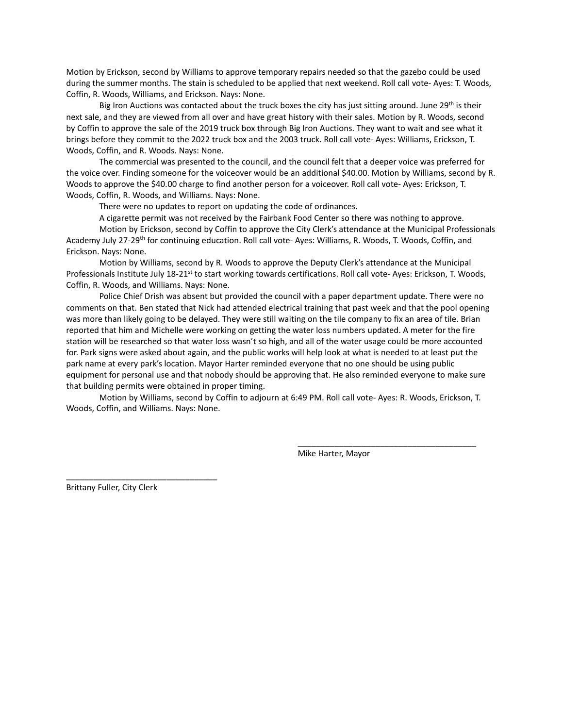Motion by Erickson, second by Williams to approve temporary repairs needed so that the gazebo could be used during the summer months. The stain is scheduled to be applied that next weekend. Roll call vote- Ayes: T. Woods, Coffin, R. Woods, Williams, and Erickson. Nays: None.

Big Iron Auctions was contacted about the truck boxes the city has just sitting around. June 29th is their next sale, and they are viewed from all over and have great history with their sales. Motion by R. Woods, second by Coffin to approve the sale of the 2019 truck box through Big Iron Auctions. They want to wait and see what it brings before they commit to the 2022 truck box and the 2003 truck. Roll call vote- Ayes: Williams, Erickson, T. Woods, Coffin, and R. Woods. Nays: None.

The commercial was presented to the council, and the council felt that a deeper voice was preferred for the voice over. Finding someone for the voiceover would be an additional $40.00. Motion by Williams, second by R. Woods to approve the $40.00 charge to find another person for a voiceover. Roll call vote- Ayes: Erickson, T. Woods, Coffin, R. Woods, and Williams. Nays: None.

There were no updates to report on updating the code of ordinances.

A cigarette permit was not received by the Fairbank Food Center so there was nothing to approve.

Motion by Erickson, second by Coffin to approve the City Clerk's attendance at the Municipal Professionals Academy July 27-29th for continuing education. Roll call vote- Ayes: Williams, R. Woods, T. Woods, Coffin, and Erickson. Nays: None.

Motion by Williams, second by R. Woods to approve the Deputy Clerk's attendance at the Municipal Professionals Institute July 18-21st to start working towards certifications. Roll call vote- Ayes: Erickson, T. Woods, Coffin, R. Woods, and Williams. Nays: None.

Police Chief Drish was absent but provided the council with a paper department update. There were no comments on that. Ben stated that Nick had attended electrical training that past week and that the pool opening was more than likely going to be delayed. They were still waiting on the tile company to fix an area of tile. Brian reported that him and Michelle were working on getting the water loss numbers updated. A meter for the fire station will be researched so that water loss wasn't so high, and all of the water usage could be more accounted for. Park signs were asked about again, and the public works will help look at what is needed to at least put the park name at every park's location. Mayor Harter reminded everyone that no one should be using public equipment for personal use and that nobody should be approving that. He also reminded everyone to make sure that building permits were obtained in proper timing.

Motion by Williams, second by Coffin to adjourn at 6:49 PM. Roll call vote- Ayes: R. Woods, Erickson, T. Woods, Coffin, and Williams. Nays: None.

\_\_\_\_\_\_\_\_\_\_\_\_\_\_\_\_\_\_\_\_\_\_\_\_\_\_\_\_\_\_\_\_\_\_\_\_\_\_\_\_
Mike Harter, Mayor

\_\_\_\_\_\_\_\_\_\_\_\_\_\_\_\_\_\_\_\_\_\_\_\_\_\_\_\_\_\_\_\_\_\_
Brittany Fuller, City Clerk